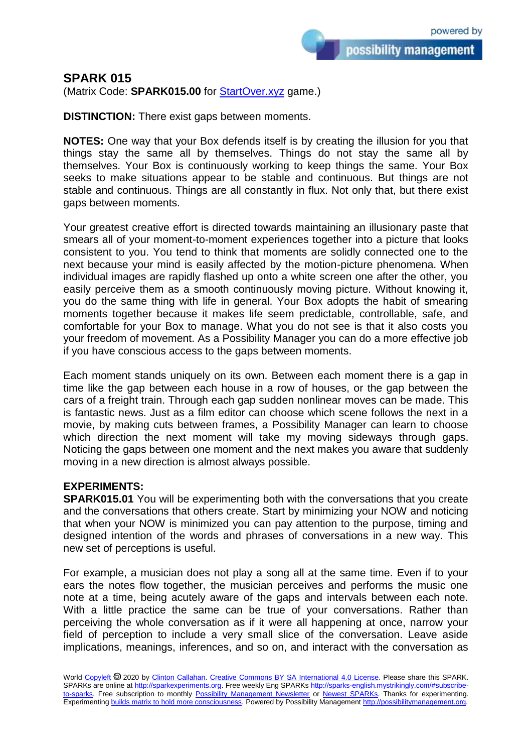## SPARK 015

(Matrix Code: **SPARK015.00** for [StartOver.xyz](StartOver.xyz) game.)

**DISTINCTION:** There exist gaps between moments.

**NOTES:** One way that your Box defends itself is by creating the illusion for you that things stay the same all by themselves. Things do not stay the same all by themselves. Your Box is continuously working to keep things the same. Your Box seeks to make situations appear to be stable and continuous. But things are not stable and continuous. Things are all constantly in flux. Not only that, but there exist gaps between moments.

Your greatest creative effort is directed towards maintaining an illusionary paste that smears all of your moment-to-moment experiences together into a picture that looks consistent to you. You tend to think that moments are solidly connected one to the next because your mind is easily affected by the motion-picture phenomena. When individual images are rapidly flashed up onto a white screen one after the other, you easily perceive them as a smooth continuously moving picture. Without knowing it, you do the same thing with life in general. Your Box adopts the habit of smearing moments together because it makes life seem predictable, controllable, safe, and comfortable for your Box to manage. What you do not see is that it also costs you your freedom of movement. As a Possibility Manager you can do a more effective job if you have conscious access to the gaps between moments.

Each moment stands uniquely on its own. Between each moment there is a gap in time like the gap between each house in a row of houses, or the gap between the cars of a freight train. Through each gap sudden nonlinear moves can be made. This is fantastic news. Just as a film editor can choose which scene follows the next in a movie, by making cuts between frames, a Possibility Manager can learn to choose which direction the next moment will take my moving sideways through gaps. Noticing the gaps between one moment and the next makes you aware that suddenly moving in a new direction is almost always possible.

**EXPERIMENTS:**

**SPARK015.01** You will be experimenting both with the conversations that you create and the conversations that others create. Start by minimizing your NOW and noticing that when your NOW is minimized you can pay attention to the purpose, timing and designed intention of the words and phrases of conversations in a new way. This new set of perceptions is useful.

For example, a musician does not play a song all at the same time. Even if to your ears the notes flow together, the musician perceives and performs the music one note at a time, being acutely aware of the gaps and intervals between each note. With a little practice the same can be true of your conversations. Rather than perceiving the whole conversation as if it were all happening at once, narrow your field of perception to include a very small slice of the conversation. Leave aside implications, meanings, inferences, and so on, and interact with the conversation as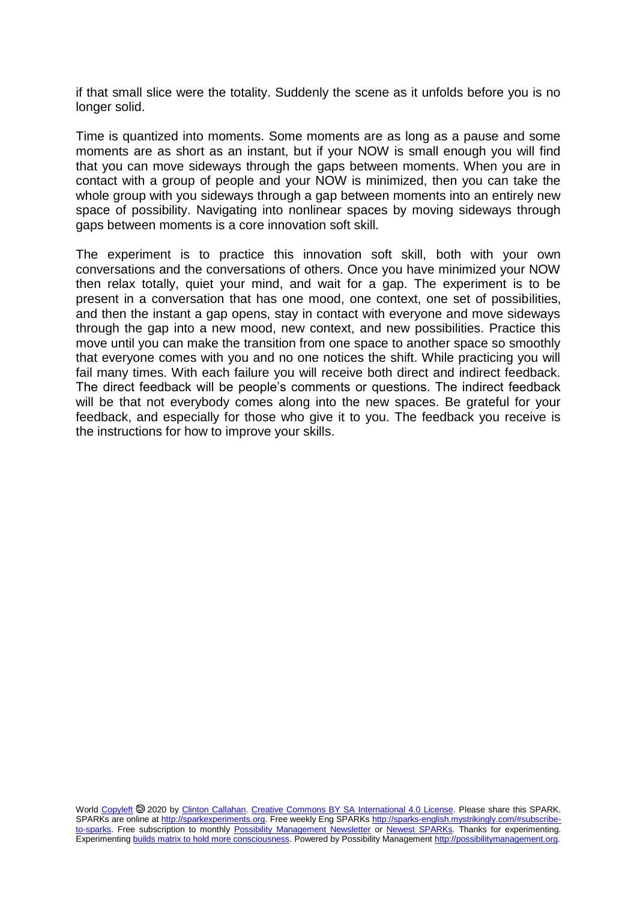if that small slice were the totality. Suddenly the scene as it unfolds before you is no longer solid.

Time is quantized into moments. Some moments are as long as a pause and some moments are as short as an instant, but if your NOW is small enough you will find that you can move sideways through the gaps between moments. When you are in contact with a group of people and your NOW is minimized, then you can take the whole group with you sideways through a gap between moments into an entirely new space of possibility. Navigating into nonlinear spaces by moving sideways through gaps between moments is a core innovation soft skill.

The experiment is to practice this innovation soft skill, both with your own conversations and the conversations of others. Once you have minimized your NOW then relax totally, quiet your mind, and wait for a gap. The experiment is to be present in a conversation that has one mood, one context, one set of possibilities, and then the instant a gap opens, stay in contact with everyone and move sideways through the gap into a new mood, new context, and new possibilities. Practice this move until you can make the transition from one space to another space so smoothly that everyone comes with you and no one notices the shift. While practicing you will fail many times. With each failure you will receive both direct and indirect feedback. The direct feedback will be people's comments or questions. The indirect feedback will be that not everybody comes along into the new spaces. Be grateful for your feedback, and especially for those who give it to you. The feedback you receive is the instructions for how to improve your skills.